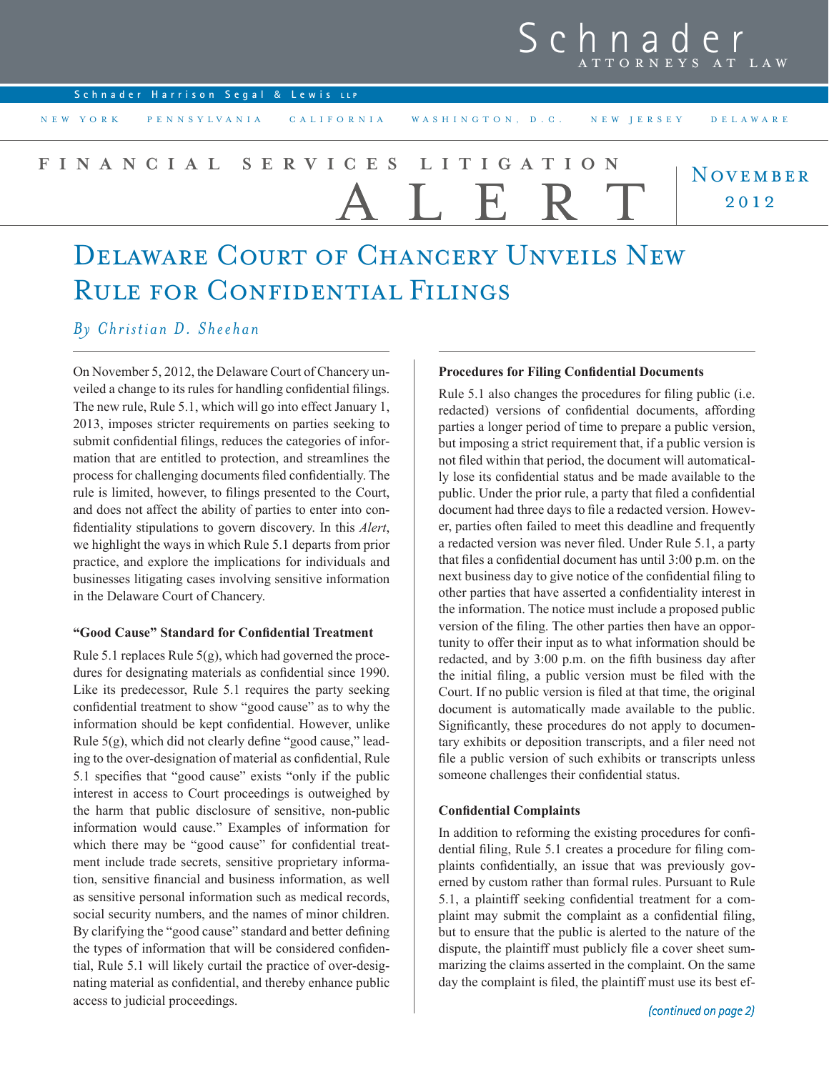Schnader ATTORNEYS AT LAW

Schnader Harrison Segal & Lewis LLP

NEW YORK PENNSYLVANIA CALIFORNIA WASHINGTON, D.C. NEW JERSEY DELAWARE

FINANCIAL SERVICES LITIGATION ALERT

November 2012

# Delaware Court of Chancery Unveils New Rule for Confidential Filings

*By Christian D. Sheehan*

On November 5, 2012, the Delaware Court of Chancery unveiled a change to its rules for handling confidential filings. The new rule, Rule 5.1, which will go into effect January 1, 2013, imposes stricter requirements on parties seeking to submit confidential filings, reduces the categories of information that are entitled to protection, and streamlines the process for challenging documents filed confidentially. The rule is limited, however, to filings presented to the Court, and does not affect the ability of parties to enter into confidentiality stipulations to govern discovery. In this *Alert*, we highlight the ways in which Rule 5.1 departs from prior practice, and explore the implications for individuals and businesses litigating cases involving sensitive information in the Delaware Court of Chancery.

**"Good Cause" Standard for Confidential Treatment**

Rule 5.1 replaces Rule 5(g), which had governed the procedures for designating materials as confidential since 1990. Like its predecessor, Rule 5.1 requires the party seeking confidential treatment to show "good cause" as to why the information should be kept confidential. However, unlike Rule 5(g), which did not clearly define "good cause," leading to the over-designation of material as confidential, Rule 5.1 specifies that "good cause" exists "only if the public interest in access to Court proceedings is outweighed by the harm that public disclosure of sensitive, non-public information would cause." Examples of information for which there may be "good cause" for confidential treatment include trade secrets, sensitive proprietary information, sensitive financial and business information, as well as sensitive personal information such as medical records, social security numbers, and the names of minor children. By clarifying the "good cause" standard and better defining the types of information that will be considered confidential, Rule 5.1 will likely curtail the practice of over-designating material as confidential, and thereby enhance public access to judicial proceedings.

**Procedures for Filing Confidential Documents**

Rule 5.1 also changes the procedures for filing public (i.e. redacted) versions of confidential documents, affording parties a longer period of time to prepare a public version, but imposing a strict requirement that, if a public version is not filed within that period, the document will automatically lose its confidential status and be made available to the public. Under the prior rule, a party that filed a confidential document had three days to file a redacted version. However, parties often failed to meet this deadline and frequently a redacted version was never filed. Under Rule 5.1, a party that files a confidential document has until 3:00 p.m. on the next business day to give notice of the confidential filing to other parties that have asserted a confidentiality interest in the information. The notice must include a proposed public version of the filing. The other parties then have an opportunity to offer their input as to what information should be redacted, and by 3:00 p.m. on the fifth business day after the initial filing, a public version must be filed with the Court. If no public version is filed at that time, the original document is automatically made available to the public. Significantly, these procedures do not apply to documentary exhibits or deposition transcripts, and a filer need not file a public version of such exhibits or transcripts unless someone challenges their confidential status.

**Confidential Complaints**

In addition to reforming the existing procedures for confidential filing, Rule 5.1 creates a procedure for filing complaints confidentially, an issue that was previously governed by custom rather than formal rules. Pursuant to Rule 5.1, a plaintiff seeking confidential treatment for a complaint may submit the complaint as a confidential filing, but to ensure that the public is alerted to the nature of the dispute, the plaintiff must publicly file a cover sheet summarizing the claims asserted in the complaint. On the same day the complaint is filed, the plaintiff must use its best ef-

*(continued on page 2)*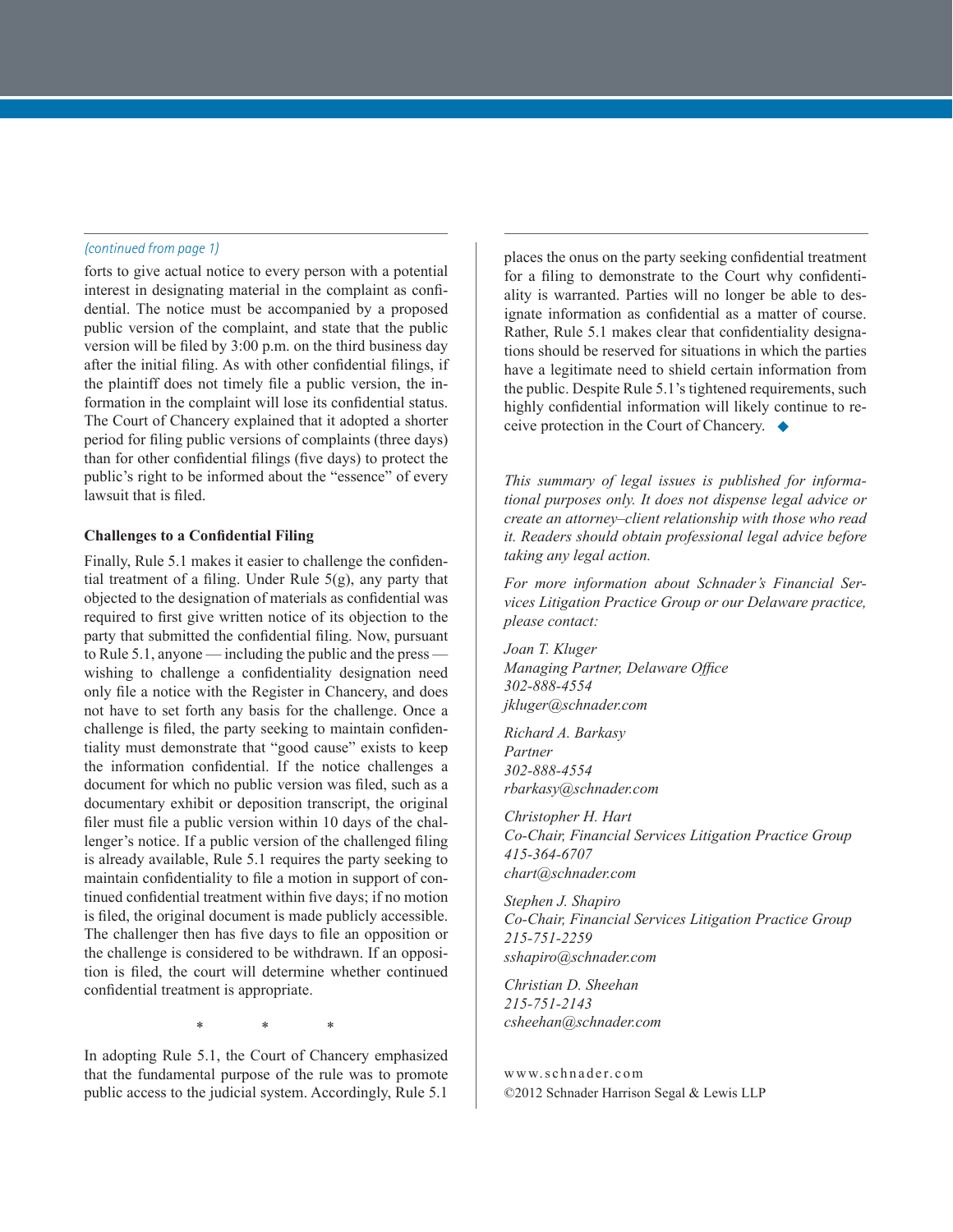*(continued from page 1)*

forts to give actual notice to every person with a potential interest in designating material in the complaint as confidential. The notice must be accompanied by a proposed public version of the complaint, and state that the public version will be filed by 3:00 p.m. on the third business day after the initial filing. As with other confidential filings, if the plaintiff does not timely file a public version, the information in the complaint will lose its confidential status. The Court of Chancery explained that it adopted a shorter period for filing public versions of complaints (three days) than for other confidential filings (five days) to protect the public's right to be informed about the "essence" of every lawsuit that is filed.

**Challenges to a Confidential Filing**

Finally, Rule 5.1 makes it easier to challenge the confidential treatment of a filing. Under Rule 5(g), any party that objected to the designation of materials as confidential was required to first give written notice of its objection to the party that submitted the confidential filing. Now, pursuant to Rule 5.1, anyone — including the public and the press — wishing to challenge a confidentiality designation need only file a notice with the Register in Chancery, and does not have to set forth any basis for the challenge. Once a challenge is filed, the party seeking to maintain confidentiality must demonstrate that "good cause" exists to keep the information confidential. If the notice challenges a document for which no public version was filed, such as a documentary exhibit or deposition transcript, the original filer must file a public version within 10 days of the challenger's notice. If a public version of the challenged filing is already available, Rule 5.1 requires the party seeking to maintain confidentiality to file a motion in support of continued confidential treatment within five days; if no motion is filed, the original document is made publicly accessible. The challenger then has five days to file an opposition or the challenge is considered to be withdrawn. If an opposition is filed, the court will determine whether continued confidential treatment is appropriate.

\* \* \*

In adopting Rule 5.1, the Court of Chancery emphasized that the fundamental purpose of the rule was to promote public access to the judicial system. Accordingly, Rule 5.1 places the onus on the party seeking confidential treatment for a filing to demonstrate to the Court why confidentiality is warranted. Parties will no longer be able to designate information as confidential as a matter of course. Rather, Rule 5.1 makes clear that confidentiality designations should be reserved for situations in which the parties have a legitimate need to shield certain information from the public. Despite Rule 5.1's tightened requirements, such highly confidential information will likely continue to receive protection in the Court of Chancery. ◆

*This summary of legal issues is published for informational purposes only. It does not dispense legal advice or create an attorney–client relationship with those who read it. Readers should obtain professional legal advice before taking any legal action.*

*For more information about Schnader's Financial Services Litigation Practice Group or our Delaware practice, please contact:*

*Joan T. Kluger*
*Managing Partner, Delaware Office*
*302-888-4554*
*jkluger@schnader.com*

*Richard A. Barkasy*
*Partner*
*302-888-4554*
*rbarkasy@schnader.com*

*Christopher H. Hart*
*Co-Chair, Financial Services Litigation Practice Group*
*415-364-6707*
*chart@schnader.com*

*Stephen J. Shapiro*
*Co-Chair, Financial Services Litigation Practice Group*
*215-751-2259*
*sshapiro@schnader.com*

*Christian D. Sheehan*
*215-751-2143*
*csheehan@schnader.com*

www.schnader.com
©2012 Schnader Harrison Segal & Lewis LLP